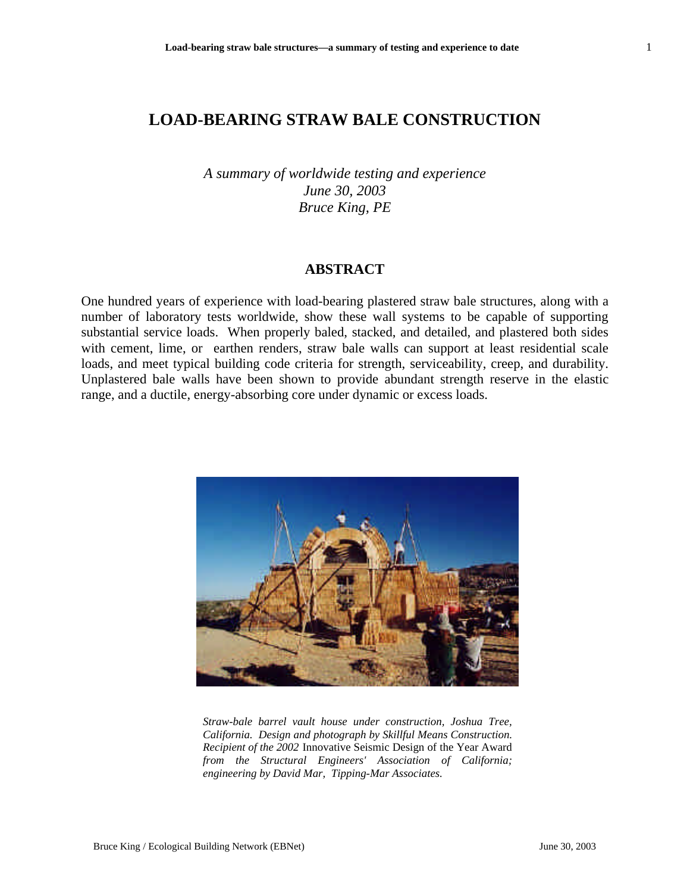# LOAD-BEARING STRAW BALE CONSTRUCTION

*A summary of worldwide testing and experience*
*June 30, 2003*
*Bruce King, PE*

## ABSTRACT

One hundred years of experience with load-bearing plastered straw bale structures, along with a number of laboratory tests worldwide, show these wall systems to be capable of supporting substantial service loads. When properly baled, stacked, and detailed, and plastered both sides with cement, lime, or earthen renders, straw bale walls can support at least residential scale loads, and meet typical building code criteria for strength, serviceability, creep, and durability. Unplastered bale walls have been shown to provide abundant strength reserve in the elastic range, and a ductile, energy-absorbing core under dynamic or excess loads.

*Straw-bale barrel vault house under construction, Joshua Tree, California. Design and photograph by Skillful Means Construction. Recipient of the 2002* Innovative Seismic Design of the Year Award *from the Structural Engineers' Association of California; engineering by David Mar, Tipping-Mar Associates.*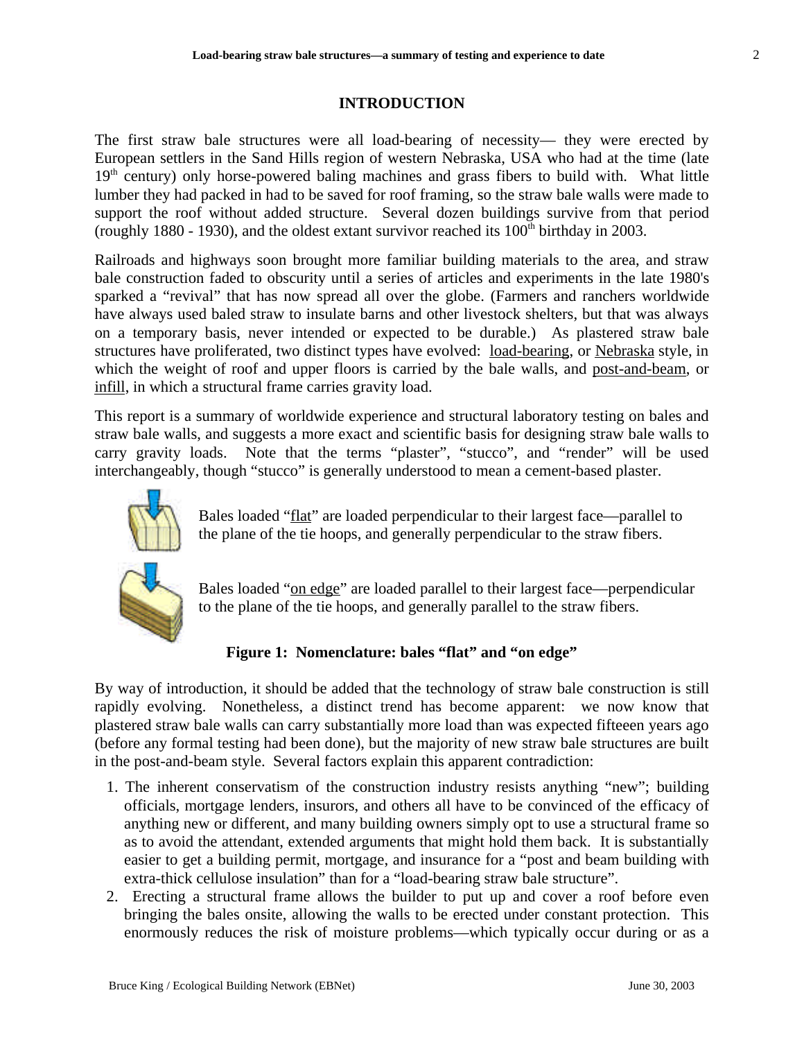## INTRODUCTION

The first straw bale structures were all load-bearing of necessity— they were erected by European settlers in the Sand Hills region of western Nebraska, USA who had at the time (late 19th century) only horse-powered baling machines and grass fibers to build with. What little lumber they had packed in had to be saved for roof framing, so the straw bale walls were made to support the roof without added structure. Several dozen buildings survive from that period (roughly 1880 - 1930), and the oldest extant survivor reached its 100th birthday in 2003.

Railroads and highways soon brought more familiar building materials to the area, and straw bale construction faded to obscurity until a series of articles and experiments in the late 1980's sparked a "revival" that has now spread all over the globe. (Farmers and ranchers worldwide have always used baled straw to insulate barns and other livestock shelters, but that was always on a temporary basis, never intended or expected to be durable.) As plastered straw bale structures have proliferated, two distinct types have evolved: load-bearing, or Nebraska style, in which the weight of roof and upper floors is carried by the bale walls, and post-and-beam, or infill, in which a structural frame carries gravity load.

This report is a summary of worldwide experience and structural laboratory testing on bales and straw bale walls, and suggests a more exact and scientific basis for designing straw bale walls to carry gravity loads. Note that the terms "plaster", "stucco", and "render" will be used interchangeably, though "stucco" is generally understood to mean a cement-based plaster.

Bales loaded "flat" are loaded perpendicular to their largest face—parallel to the plane of the tie hoops, and generally perpendicular to the straw fibers.

Bales loaded "on edge" are loaded parallel to their largest face—perpendicular to the plane of the tie hoops, and generally parallel to the straw fibers.

**Figure 1: Nomenclature: bales "flat" and "on edge"**

By way of introduction, it should be added that the technology of straw bale construction is still rapidly evolving. Nonetheless, a distinct trend has become apparent: we now know that plastered straw bale walls can carry substantially more load than was expected fifteeen years ago (before any formal testing had been done), but the majority of new straw bale structures are built in the post-and-beam style. Several factors explain this apparent contradiction:

1. The inherent conservatism of the construction industry resists anything "new"; building officials, mortgage lenders, insurors, and others all have to be convinced of the efficacy of anything new or different, and many building owners simply opt to use a structural frame so as to avoid the attendant, extended arguments that might hold them back. It is substantially easier to get a building permit, mortgage, and insurance for a "post and beam building with extra-thick cellulose insulation" than for a "load-bearing straw bale structure".
2. Erecting a structural frame allows the builder to put up and cover a roof before even bringing the bales onsite, allowing the walls to be erected under constant protection. This enormously reduces the risk of moisture problems—which typically occur during or as a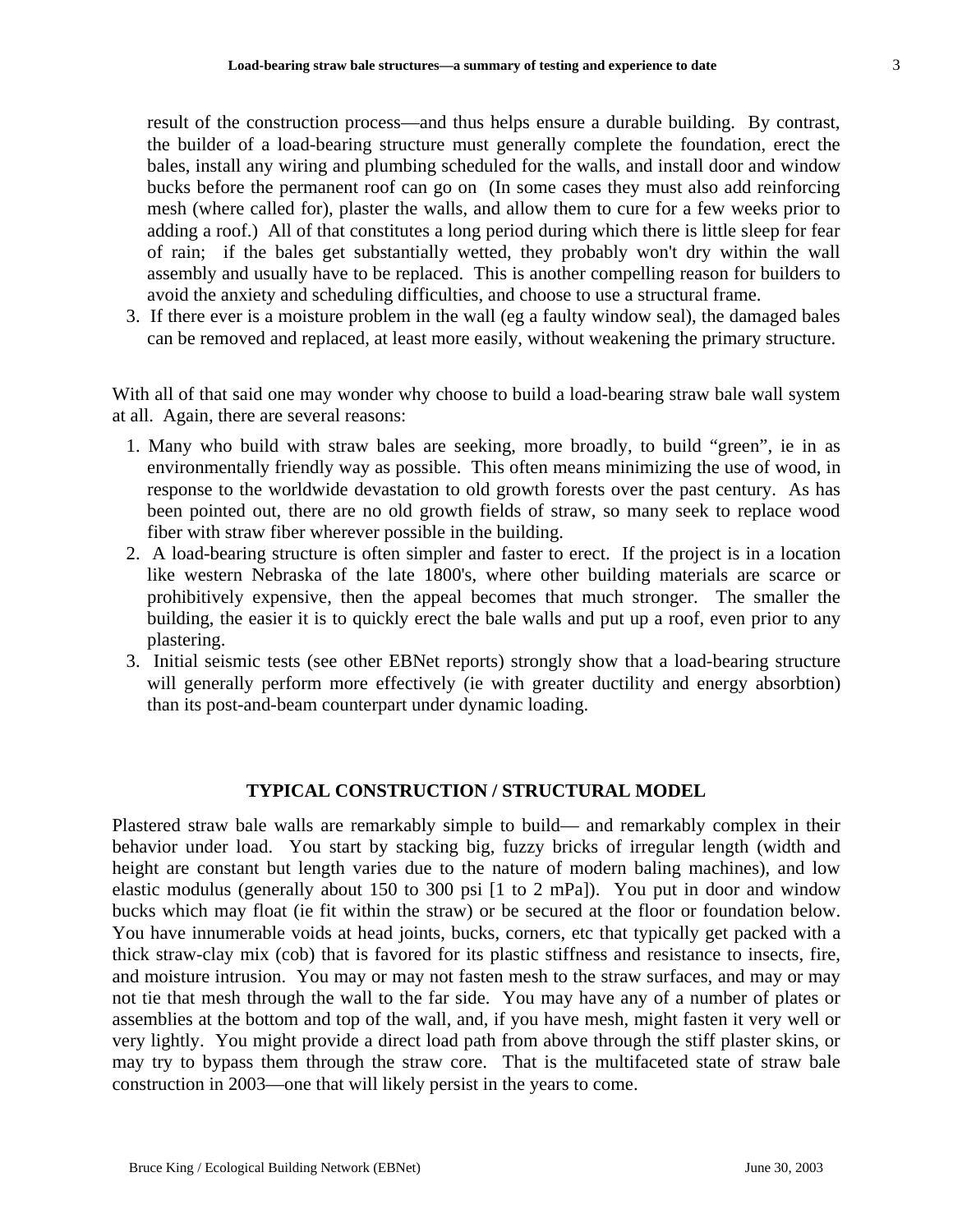result of the construction process—and thus helps ensure a durable building. By contrast, the builder of a load-bearing structure must generally complete the foundation, erect the bales, install any wiring and plumbing scheduled for the walls, and install door and window bucks before the permanent roof can go on (In some cases they must also add reinforcing mesh (where called for), plaster the walls, and allow them to cure for a few weeks prior to adding a roof.) All of that constitutes a long period during which there is little sleep for fear of rain; if the bales get substantially wetted, they probably won't dry within the wall assembly and usually have to be replaced. This is another compelling reason for builders to avoid the anxiety and scheduling difficulties, and choose to use a structural frame.

3. If there ever is a moisture problem in the wall (eg a faulty window seal), the damaged bales can be removed and replaced, at least more easily, without weakening the primary structure.

With all of that said one may wonder why choose to build a load-bearing straw bale wall system at all. Again, there are several reasons:

1. Many who build with straw bales are seeking, more broadly, to build "green", ie in as environmentally friendly way as possible. This often means minimizing the use of wood, in response to the worldwide devastation to old growth forests over the past century. As has been pointed out, there are no old growth fields of straw, so many seek to replace wood fiber with straw fiber wherever possible in the building.
2. A load-bearing structure is often simpler and faster to erect. If the project is in a location like western Nebraska of the late 1800's, where other building materials are scarce or prohibitively expensive, then the appeal becomes that much stronger. The smaller the building, the easier it is to quickly erect the bale walls and put up a roof, even prior to any plastering.
3. Initial seismic tests (see other EBNet reports) strongly show that a load-bearing structure will generally perform more effectively (ie with greater ductility and energy absorbtion) than its post-and-beam counterpart under dynamic loading.

## TYPICAL CONSTRUCTION / STRUCTURAL MODEL

Plastered straw bale walls are remarkably simple to build— and remarkably complex in their behavior under load. You start by stacking big, fuzzy bricks of irregular length (width and height are constant but length varies due to the nature of modern baling machines), and low elastic modulus (generally about 150 to 300 psi [1 to 2 mPa]). You put in door and window bucks which may float (ie fit within the straw) or be secured at the floor or foundation below. You have innumerable voids at head joints, bucks, corners, etc that typically get packed with a thick straw-clay mix (cob) that is favored for its plastic stiffness and resistance to insects, fire, and moisture intrusion. You may or may not fasten mesh to the straw surfaces, and may or may not tie that mesh through the wall to the far side. You may have any of a number of plates or assemblies at the bottom and top of the wall, and, if you have mesh, might fasten it very well or very lightly. You might provide a direct load path from above through the stiff plaster skins, or may try to bypass them through the straw core. That is the multifaceted state of straw bale construction in 2003—one that will likely persist in the years to come.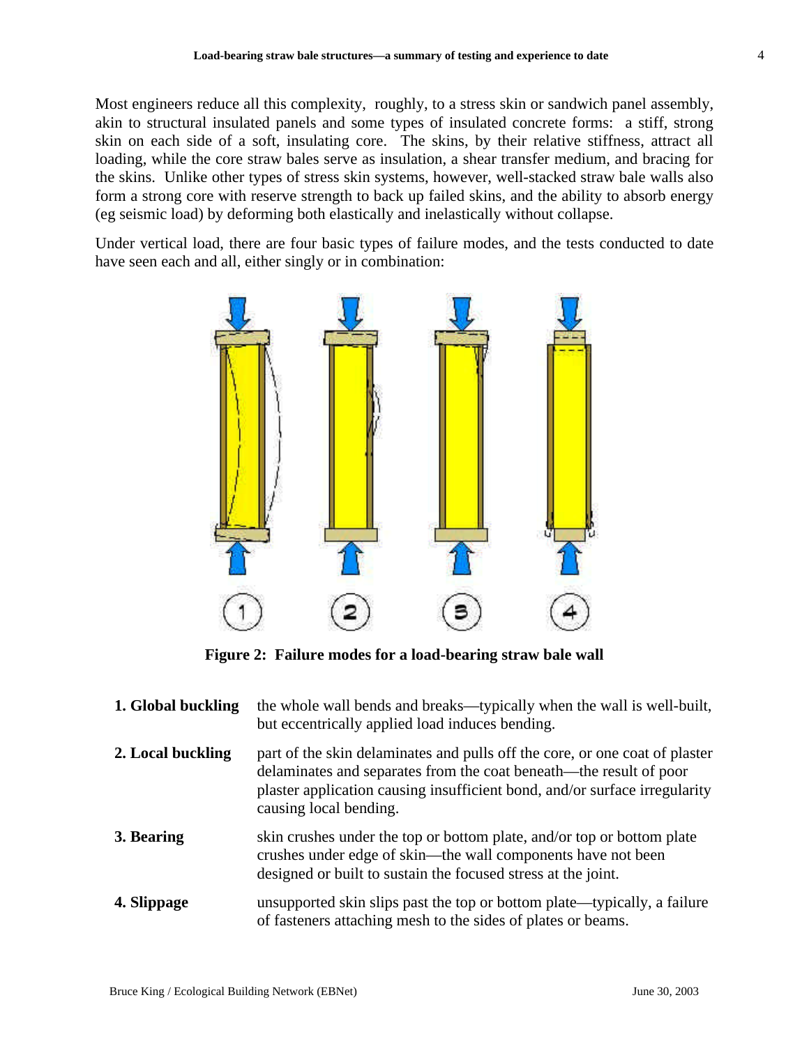Most engineers reduce all this complexity, roughly, to a stress skin or sandwich panel assembly, akin to structural insulated panels and some types of insulated concrete forms: a stiff, strong skin on each side of a soft, insulating core. The skins, by their relative stiffness, attract all loading, while the core straw bales serve as insulation, a shear transfer medium, and bracing for the skins. Unlike other types of stress skin systems, however, well-stacked straw bale walls also form a strong core with reserve strength to back up failed skins, and the ability to absorb energy (eg seismic load) by deforming both elastically and inelastically without collapse.

Under vertical load, there are four basic types of failure modes, and the tests conducted to date have seen each and all, either singly or in combination:

**Figure 2: Failure modes for a load-bearing straw bale wall**

| | |
|---|---|
| **1. Global buckling** | the whole wall bends and breaks—typically when the wall is well-built, but eccentrically applied load induces bending. |
| **2. Local buckling** | part of the skin delaminates and pulls off the core, or one coat of plaster delaminates and separates from the coat beneath—the result of poor plaster application causing insufficient bond, and/or surface irregularity causing local bending. |
| **3. Bearing** | skin crushes under the top or bottom plate, and/or top or bottom plate crushes under edge of skin—the wall components have not been designed or built to sustain the focused stress at the joint. |
| **4. Slippage** | unsupported skin slips past the top or bottom plate—typically, a failure of fasteners attaching mesh to the sides of plates or beams. |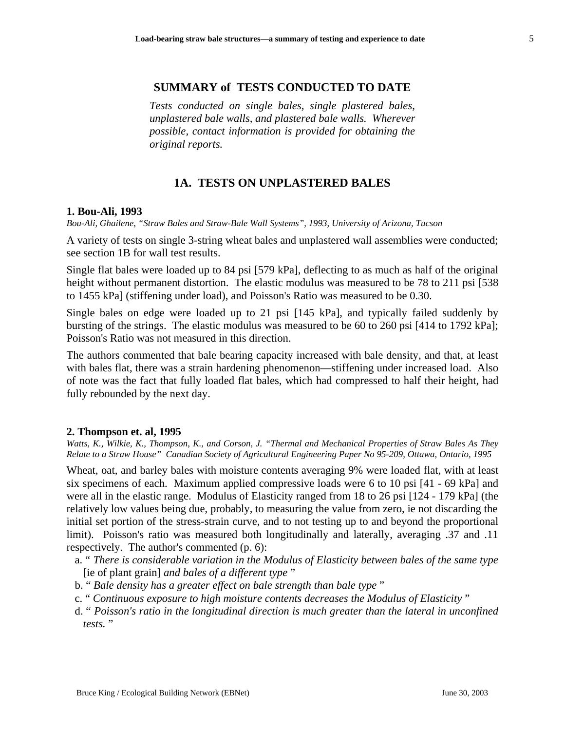## SUMMARY of TESTS CONDUCTED TO DATE

*Tests conducted on single bales, single plastered bales, unplastered bale walls, and plastered bale walls. Wherever possible, contact information is provided for obtaining the original reports.*

## 1A. TESTS ON UNPLASTERED BALES

### 1. Bou-Ali, 1993

*Bou-Ali, Ghailene, "Straw Bales and Straw-Bale Wall Systems", 1993, University of Arizona, Tucson*

A variety of tests on single 3-string wheat bales and unplastered wall assemblies were conducted; see section 1B for wall test results.

Single flat bales were loaded up to 84 psi [579 kPa], deflecting to as much as half of the original height without permanent distortion. The elastic modulus was measured to be 78 to 211 psi [538 to 1455 kPa] (stiffening under load), and Poisson's Ratio was measured to be 0.30.

Single bales on edge were loaded up to 21 psi [145 kPa], and typically failed suddenly by bursting of the strings. The elastic modulus was measured to be 60 to 260 psi [414 to 1792 kPa]; Poisson's Ratio was not measured in this direction.

The authors commented that bale bearing capacity increased with bale density, and that, at least with bales flat, there was a strain hardening phenomenon—stiffening under increased load. Also of note was the fact that fully loaded flat bales, which had compressed to half their height, had fully rebounded by the next day.

### 2. Thompson et. al, 1995

*Watts, K., Wilkie, K., Thompson, K., and Corson, J. "Thermal and Mechanical Properties of Straw Bales As They Relate to a Straw House" Canadian Society of Agricultural Engineering Paper No 95-209, Ottawa, Ontario, 1995*

Wheat, oat, and barley bales with moisture contents averaging 9% were loaded flat, with at least six specimens of each. Maximum applied compressive loads were 6 to 10 psi [41 - 69 kPa] and were all in the elastic range. Modulus of Elasticity ranged from 18 to 26 psi [124 - 179 kPa] (the relatively low values being due, probably, to measuring the value from zero, ie not discarding the initial set portion of the stress-strain curve, and to not testing up to and beyond the proportional limit). Poisson's ratio was measured both longitudinally and laterally, averaging .37 and .11 respectively. The author's commented (p. 6):

a. " *There is considerable variation in the Modulus of Elasticity between bales of the same type* [ie of plant grain] *and bales of a different type* "
b. " *Bale density has a greater effect on bale strength than bale type* "
c. " *Continuous exposure to high moisture contents decreases the Modulus of Elasticity* "
d. " *Poisson's ratio in the longitudinal direction is much greater than the lateral in unconfined tests.* "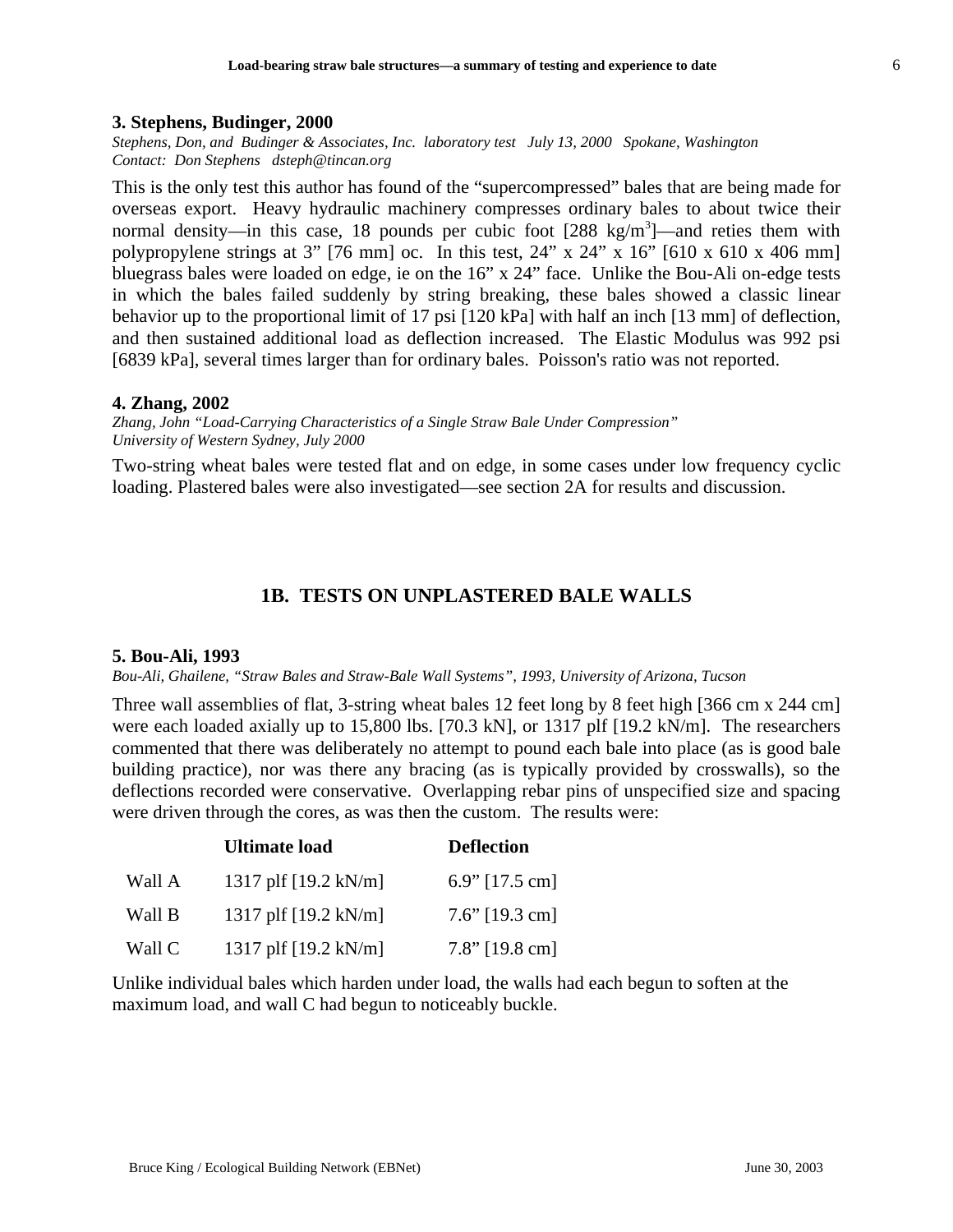### 3. Stephens, Budinger, 2000

*Stephens, Don, and Budinger & Associates, Inc. laboratory test July 13, 2000 Spokane, Washington*
*Contact: Don Stephens dsteph@tincan.org*

This is the only test this author has found of the "supercompressed" bales that are being made for overseas export. Heavy hydraulic machinery compresses ordinary bales to about twice their normal density—in this case, 18 pounds per cubic foot [288 kg/m$^3$]—and reties them with polypropylene strings at 3" [76 mm] oc. In this test, 24" x 24" x 16" [610 x 610 x 406 mm] bluegrass bales were loaded on edge, ie on the 16" x 24" face. Unlike the Bou-Ali on-edge tests in which the bales failed suddenly by string breaking, these bales showed a classic linear behavior up to the proportional limit of 17 psi [120 kPa] with half an inch [13 mm] of deflection, and then sustained additional load as deflection increased. The Elastic Modulus was 992 psi [6839 kPa], several times larger than for ordinary bales. Poisson's ratio was not reported.

### 4. Zhang, 2002

*Zhang, John "Load-Carrying Characteristics of a Single Straw Bale Under Compression"*
*University of Western Sydney, July 2000*

Two-string wheat bales were tested flat and on edge, in some cases under low frequency cyclic loading. Plastered bales were also investigated—see section 2A for results and discussion.

## 1B. TESTS ON UNPLASTERED BALE WALLS

### 5. Bou-Ali, 1993

*Bou-Ali, Ghailene, "Straw Bales and Straw-Bale Wall Systems", 1993, University of Arizona, Tucson*

Three wall assemblies of flat, 3-string wheat bales 12 feet long by 8 feet high [366 cm x 244 cm] were each loaded axially up to 15,800 lbs. [70.3 kN], or 1317 plf [19.2 kN/m]. The researchers commented that there was deliberately no attempt to pound each bale into place (as is good bale building practice), nor was there any bracing (as is typically provided by crosswalls), so the deflections recorded were conservative. Overlapping rebar pins of unspecified size and spacing were driven through the cores, as was then the custom. The results were:

| | Ultimate load | Deflection |
|---|---|---|
| Wall A | 1317 plf [19.2 kN/m] | 6.9" [17.5 cm] |
| Wall B | 1317 plf [19.2 kN/m] | 7.6" [19.3 cm] |
| Wall C | 1317 plf [19.2 kN/m] | 7.8" [19.8 cm] |

Unlike individual bales which harden under load, the walls had each begun to soften at the maximum load, and wall C had begun to noticeably buckle.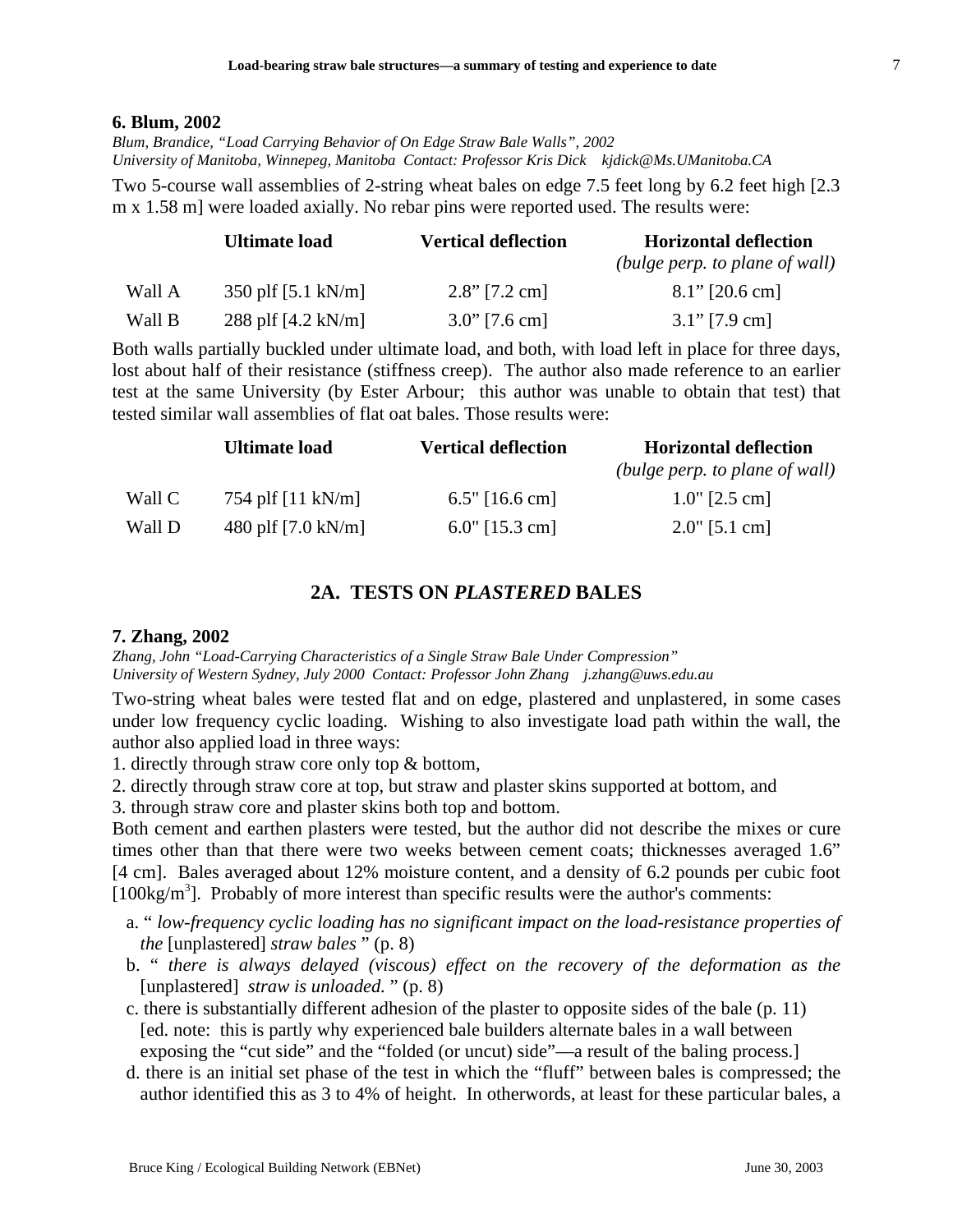**6. Blum, 2002**

*Blum, Brandice, "Load Carrying Behavior of On Edge Straw Bale Walls", 2002*
*University of Manitoba, Winnepeg, Manitoba Contact: Professor Kris Dick kjdick@Ms.UManitoba.CA*

Two 5-course wall assemblies of 2-string wheat bales on edge 7.5 feet long by 6.2 feet high [2.3 m x 1.58 m] were loaded axially. No rebar pins were reported used. The results were:

| | Ultimate load | Vertical deflection | Horizontal deflection *(bulge perp. to plane of wall)* |
|---|---|---|---|
| Wall A | 350 plf [5.1 kN/m] | 2.8" [7.2 cm] | 8.1" [20.6 cm] |
| Wall B | 288 plf [4.2 kN/m] | 3.0" [7.6 cm] | 3.1" [7.9 cm] |

Both walls partially buckled under ultimate load, and both, with load left in place for three days, lost about half of their resistance (stiffness creep). The author also made reference to an earlier test at the same University (by Ester Arbour; this author was unable to obtain that test) that tested similar wall assemblies of flat oat bales. Those results were:

| | Ultimate load | Vertical deflection | Horizontal deflection *(bulge perp. to plane of wall)* |
|---|---|---|---|
| Wall C | 754 plf [11 kN/m] | 6.5" [16.6 cm] | 1.0" [2.5 cm] |
| Wall D | 480 plf [7.0 kN/m] | 6.0" [15.3 cm] | 2.0" [5.1 cm] |

## 2A. TESTS ON *PLASTERED* BALES

**7. Zhang, 2002**

*Zhang, John "Load-Carrying Characteristics of a Single Straw Bale Under Compression"*
*University of Western Sydney, July 2000 Contact: Professor John Zhang j.zhang@uws.edu.au*

Two-string wheat bales were tested flat and on edge, plastered and unplastered, in some cases under low frequency cyclic loading. Wishing to also investigate load path within the wall, the author also applied load in three ways:

1. directly through straw core only top & bottom,
2. directly through straw core at top, but straw and plaster skins supported at bottom, and
3. through straw core and plaster skins both top and bottom.

Both cement and earthen plasters were tested, but the author did not describe the mixes or cure times other than that there were two weeks between cement coats; thicknesses averaged 1.6" [4 cm]. Bales averaged about 12% moisture content, and a density of 6.2 pounds per cubic foot [100kg/m$^3$]. Probably of more interest than specific results were the author's comments:

a. " *low-frequency cyclic loading has no significant impact on the load-resistance properties of the* [unplastered] *straw bales* " (p. 8)

b. " *there is always delayed (viscous) effect on the recovery of the deformation as the* [unplastered] *straw is unloaded.* " (p. 8)

c. there is substantially different adhesion of the plaster to opposite sides of the bale (p. 11) [ed. note: this is partly why experienced bale builders alternate bales in a wall between exposing the "cut side" and the "folded (or uncut) side"—a result of the baling process.]

d. there is an initial set phase of the test in which the "fluff" between bales is compressed; the author identified this as 3 to 4% of height. In otherwords, at least for these particular bales, a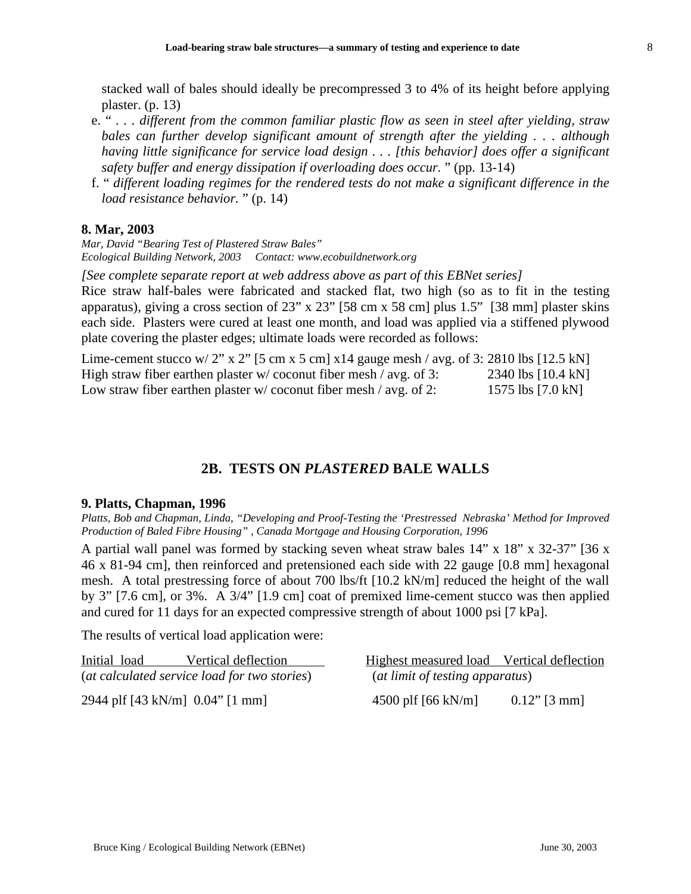stacked wall of bales should ideally be precompressed 3 to 4% of its height before applying plaster. (p. 13)

e. " . . . *different from the common familiar plastic flow as seen in steel after yielding, straw bales can further develop significant amount of strength after the yielding . . . although having little significance for service load design . . . [this behavior] does offer a significant safety buffer and energy dissipation if overloading does occur.* " (pp. 13-14)

f. " *different loading regimes for the rendered tests do not make a significant difference in the load resistance behavior.* " (p. 14)

**8. Mar, 2003**

*Mar, David "Bearing Test of Plastered Straw Bales"*
*Ecological Building Network, 2003 Contact: www.ecobuildnetwork.org*

*[See complete separate report at web address above as part of this EBNet series]*

Rice straw half-bales were fabricated and stacked flat, two high (so as to fit in the testing apparatus), giving a cross section of 23" x 23" [58 cm x 58 cm] plus 1.5" [38 mm] plaster skins each side. Plasters were cured at least one month, and load was applied via a stiffened plywood plate covering the plaster edges; ultimate loads were recorded as follows:

| | |
|---|---|
| Lime-cement stucco w/ 2" x 2" [5 cm x 5 cm] x14 gauge mesh / avg. of 3: | 2810 lbs [12.5 kN] |
| High straw fiber earthen plaster w/ coconut fiber mesh / avg. of 3: | 2340 lbs [10.4 kN] |
| Low straw fiber earthen plaster w/ coconut fiber mesh / avg. of 2: | 1575 lbs [7.0 kN] |

## 2B. TESTS ON *PLASTERED* BALE WALLS

**9. Platts, Chapman, 1996**

*Platts, Bob and Chapman, Linda, "Developing and Proof-Testing the 'Prestressed Nebraska' Method for Improved Production of Baled Fibre Housing" , Canada Mortgage and Housing Corporation, 1996*

A partial wall panel was formed by stacking seven wheat straw bales 14" x 18" x 32-37" [36 x 46 x 81-94 cm], then reinforced and pretensioned each side with 22 gauge [0.8 mm] hexagonal mesh. A total prestressing force of about 700 lbs/ft [10.2 kN/m] reduced the height of the wall by 3" [7.6 cm], or 3%. A 3/4" [1.9 cm] coat of premixed lime-cement stucco was then applied and cured for 11 days for an expected compressive strength of about 1000 psi [7 kPa].

The results of vertical load application were:

| Initial load | Vertical deflection | Highest measured load | Vertical deflection |
|---|---|---|---|
| (*at calculated service load for two stories*) | | (*at limit of testing apparatus*) | |
| 2944 plf [43 kN/m] | 0.04" [1 mm] | 4500 plf [66 kN/m] | 0.12" [3 mm] |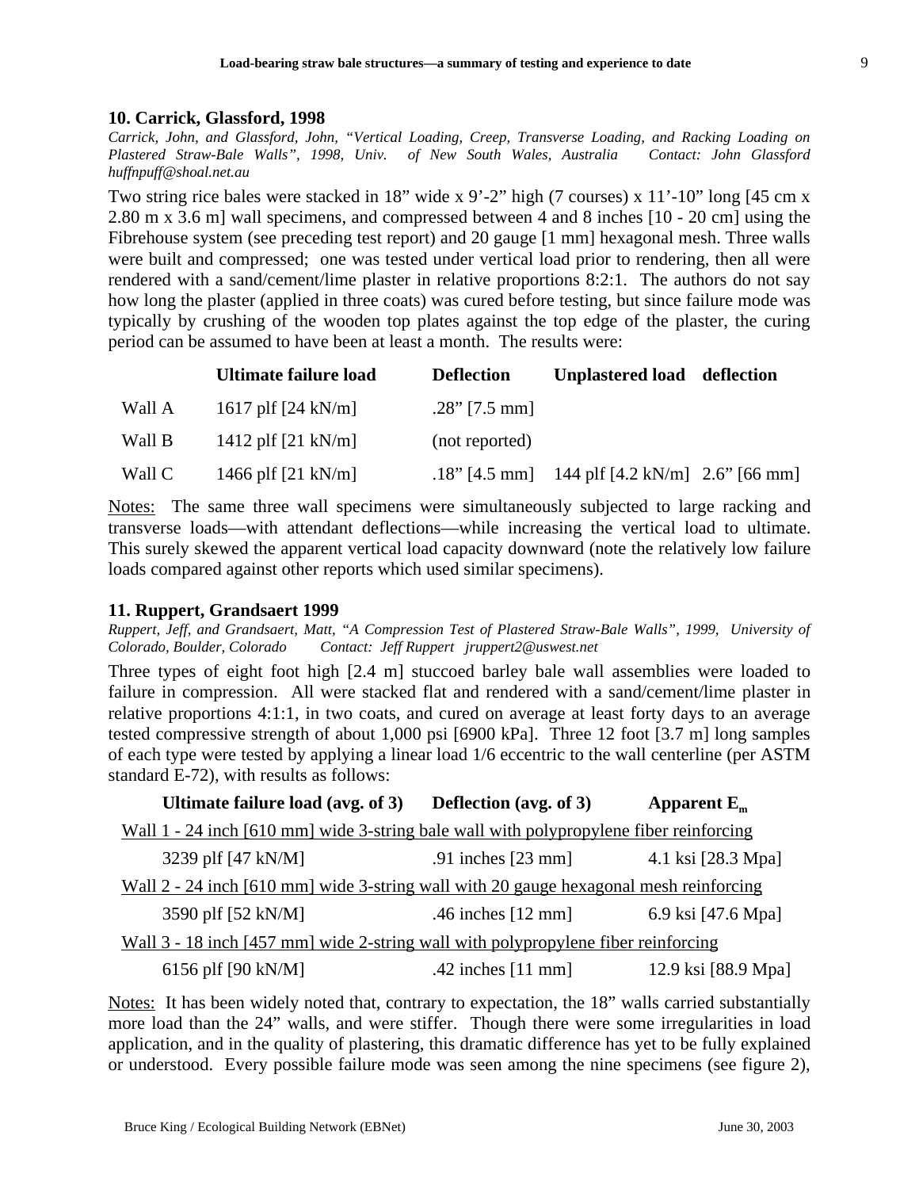### 10. Carrick, Glassford, 1998

*Carrick, John, and Glassford, John, "Vertical Loading, Creep, Transverse Loading, and Racking Loading on Plastered Straw-Bale Walls", 1998, Univ. of New South Wales, Australia Contact: John Glassford huffnpuff@shoal.net.au*

Two string rice bales were stacked in 18" wide x 9'-2" high (7 courses) x 11'-10" long [45 cm x 2.80 m x 3.6 m] wall specimens, and compressed between 4 and 8 inches [10 - 20 cm] using the Fibrehouse system (see preceding test report) and 20 gauge [1 mm] hexagonal mesh. Three walls were built and compressed; one was tested under vertical load prior to rendering, then all were rendered with a sand/cement/lime plaster in relative proportions 8:2:1. The authors do not say how long the plaster (applied in three coats) was cured before testing, but since failure mode was typically by crushing of the wooden top plates against the top edge of the plaster, the curing period can be assumed to have been at least a month. The results were:

| | Ultimate failure load | Deflection | Unplastered load | deflection |
|---|---|---|---|---|
| Wall A | 1617 plf [24 kN/m] | .28" [7.5 mm] | | |
| Wall B | 1412 plf [21 kN/m] | (not reported) | | |
| Wall C | 1466 plf [21 kN/m] | .18" [4.5 mm] | 144 plf [4.2 kN/m] | 2.6" [66 mm] |

Notes: The same three wall specimens were simultaneously subjected to large racking and transverse loads—with attendant deflections—while increasing the vertical load to ultimate. This surely skewed the apparent vertical load capacity downward (note the relatively low failure loads compared against other reports which used similar specimens).

### 11. Ruppert, Grandsaert 1999

*Ruppert, Jeff, and Grandsaert, Matt, "A Compression Test of Plastered Straw-Bale Walls", 1999, University of Colorado, Boulder, Colorado Contact: Jeff Ruppert jruppert2@uswest.net*

Three types of eight foot high [2.4 m] stuccoed barley bale wall assemblies were loaded to failure in compression. All were stacked flat and rendered with a sand/cement/lime plaster in relative proportions 4:1:1, in two coats, and cured on average at least forty days to an average tested compressive strength of about 1,000 psi [6900 kPa]. Three 12 foot [3.7 m] long samples of each type were tested by applying a linear load 1/6 eccentric to the wall centerline (per ASTM standard E-72), with results as follows:

| Ultimate failure load (avg. of 3) | Deflection (avg. of 3) | Apparent $E_m$ |
|---|---|---|
| Wall 1 - 24 inch [610 mm] wide 3-string bale wall with polypropylene fiber reinforcing | | |
| 3239 plf [47 kN/M] | .91 inches [23 mm] | 4.1 ksi [28.3 Mpa] |
| Wall 2 - 24 inch [610 mm] wide 3-string wall with 20 gauge hexagonal mesh reinforcing | | |
| 3590 plf [52 kN/M] | .46 inches [12 mm] | 6.9 ksi [47.6 Mpa] |
| Wall 3 - 18 inch [457 mm] wide 2-string wall with polypropylene fiber reinforcing | | |
| 6156 plf [90 kN/M] | .42 inches [11 mm] | 12.9 ksi [88.9 Mpa] |

Notes: It has been widely noted that, contrary to expectation, the 18" walls carried substantially more load than the 24" walls, and were stiffer. Though there were some irregularities in load application, and in the quality of plastering, this dramatic difference has yet to be fully explained or understood. Every possible failure mode was seen among the nine specimens (see figure 2),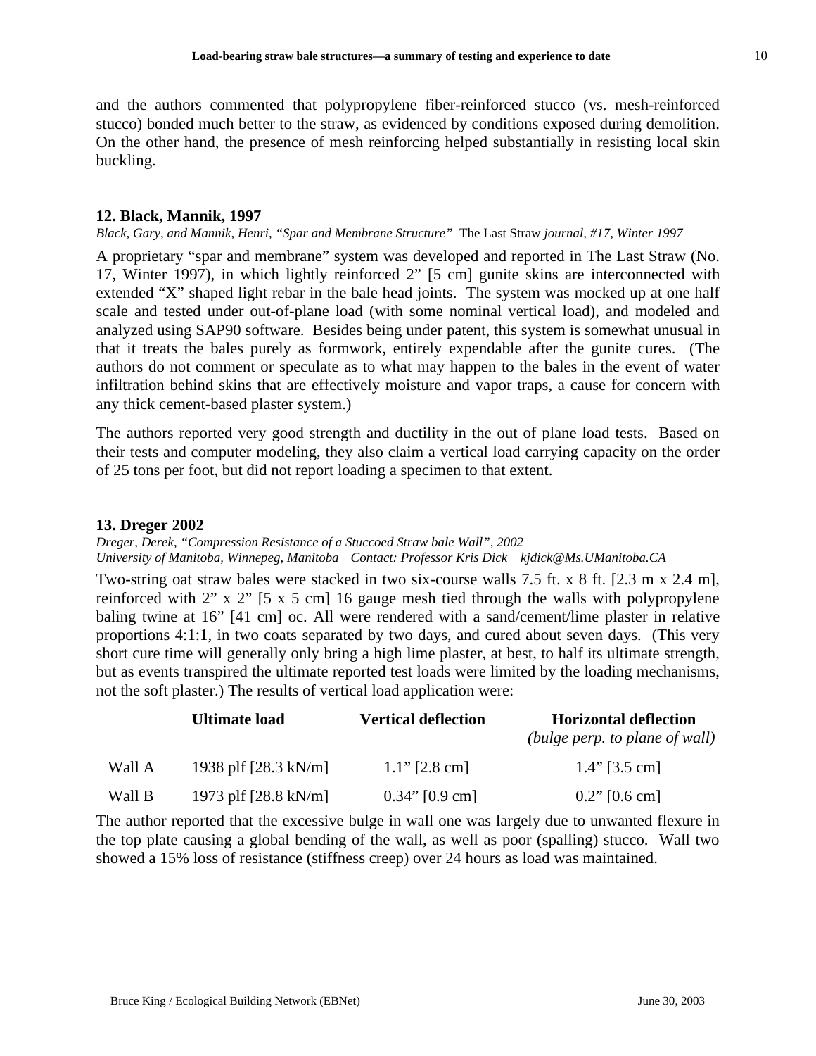and the authors commented that polypropylene fiber-reinforced stucco (vs. mesh-reinforced stucco) bonded much better to the straw, as evidenced by conditions exposed during demolition. On the other hand, the presence of mesh reinforcing helped substantially in resisting local skin buckling.

### 12. Black, Mannik, 1997

*Black, Gary, and Mannik, Henri, "Spar and Membrane Structure"* The Last Straw *journal, #17, Winter 1997*

A proprietary "spar and membrane" system was developed and reported in The Last Straw (No. 17, Winter 1997), in which lightly reinforced 2" [5 cm] gunite skins are interconnected with extended "X" shaped light rebar in the bale head joints. The system was mocked up at one half scale and tested under out-of-plane load (with some nominal vertical load), and modeled and analyzed using SAP90 software. Besides being under patent, this system is somewhat unusual in that it treats the bales purely as formwork, entirely expendable after the gunite cures. (The authors do not comment or speculate as to what may happen to the bales in the event of water infiltration behind skins that are effectively moisture and vapor traps, a cause for concern with any thick cement-based plaster system.)

The authors reported very good strength and ductility in the out of plane load tests. Based on their tests and computer modeling, they also claim a vertical load carrying capacity on the order of 25 tons per foot, but did not report loading a specimen to that extent.

### 13. Dreger 2002

*Dreger, Derek, "Compression Resistance of a Stuccoed Straw bale Wall", 2002*
*University of Manitoba, Winnepeg, Manitoba Contact: Professor Kris Dick kjdick@Ms.UManitoba.CA*

Two-string oat straw bales were stacked in two six-course walls 7.5 ft. x 8 ft. [2.3 m x 2.4 m], reinforced with 2" x 2" [5 x 5 cm] 16 gauge mesh tied through the walls with polypropylene baling twine at 16" [41 cm] oc. All were rendered with a sand/cement/lime plaster in relative proportions 4:1:1, in two coats separated by two days, and cured about seven days. (This very short cure time will generally only bring a high lime plaster, at best, to half its ultimate strength, but as events transpired the ultimate reported test loads were limited by the loading mechanisms, not the soft plaster.) The results of vertical load application were:

| | **Ultimate load** | **Vertical deflection** | **Horizontal deflection** *(bulge perp. to plane of wall)* |
|---|---|---|---|
| Wall A | 1938 plf [28.3 kN/m] | 1.1" [2.8 cm] | 1.4" [3.5 cm] |
| Wall B | 1973 plf [28.8 kN/m] | 0.34" [0.9 cm] | 0.2" [0.6 cm] |

The author reported that the excessive bulge in wall one was largely due to unwanted flexure in the top plate causing a global bending of the wall, as well as poor (spalling) stucco. Wall two showed a 15% loss of resistance (stiffness creep) over 24 hours as load was maintained.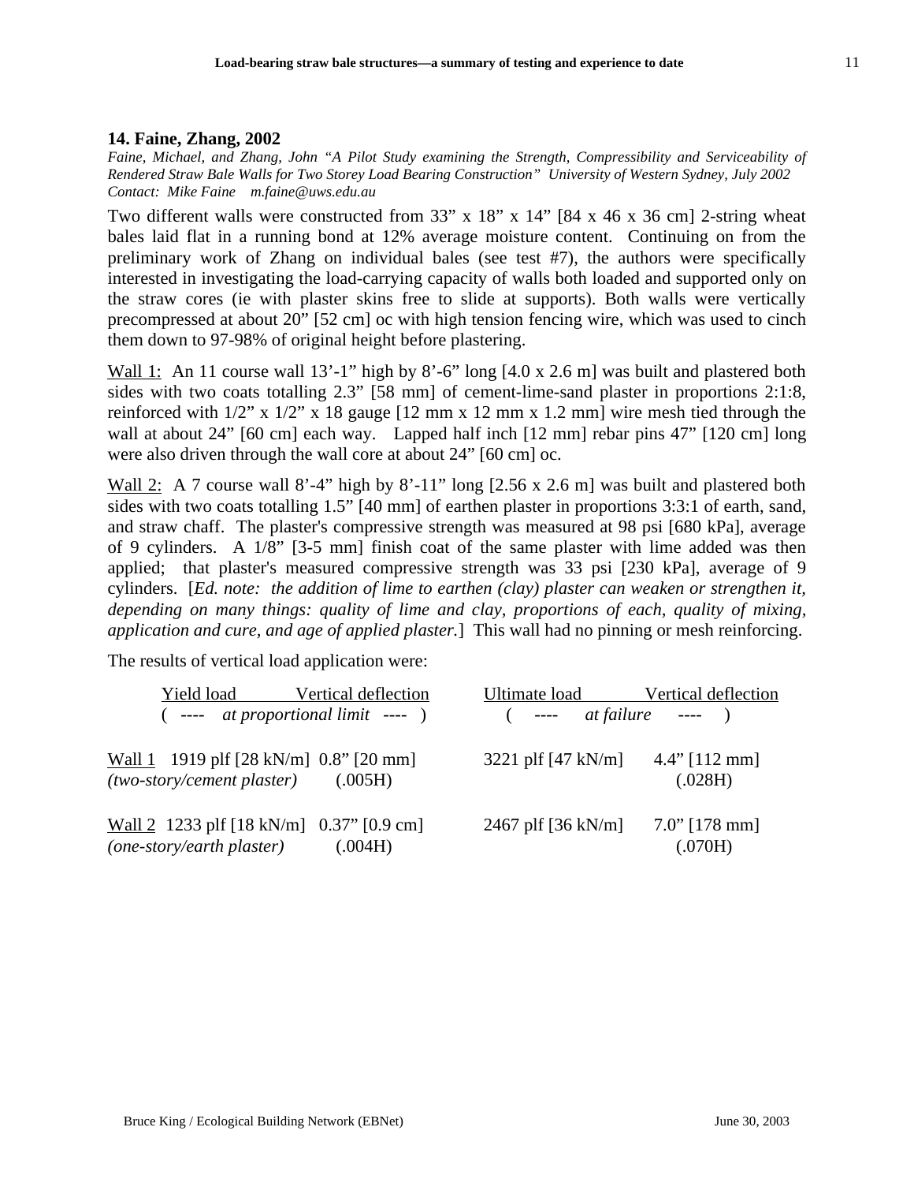### 14. Faine, Zhang, 2002

*Faine, Michael, and Zhang, John "A Pilot Study examining the Strength, Compressibility and Serviceability of Rendered Straw Bale Walls for Two Storey Load Bearing Construction" University of Western Sydney, July 2002*
*Contact: Mike Faine m.faine@uws.edu.au*

Two different walls were constructed from 33" x 18" x 14" [84 x 46 x 36 cm] 2-string wheat bales laid flat in a running bond at 12% average moisture content. Continuing on from the preliminary work of Zhang on individual bales (see test #7), the authors were specifically interested in investigating the load-carrying capacity of walls both loaded and supported only on the straw cores (ie with plaster skins free to slide at supports). Both walls were vertically precompressed at about 20" [52 cm] oc with high tension fencing wire, which was used to cinch them down to 97-98% of original height before plastering.

<u>Wall 1:</u> An 11 course wall 13'-1" high by 8'-6" long [4.0 x 2.6 m] was built and plastered both sides with two coats totalling 2.3" [58 mm] of cement-lime-sand plaster in proportions 2:1:8, reinforced with 1/2" x 1/2" x 18 gauge [12 mm x 12 mm x 1.2 mm] wire mesh tied through the wall at about 24" [60 cm] each way. Lapped half inch [12 mm] rebar pins 47" [120 cm] long were also driven through the wall core at about 24" [60 cm] oc.

<u>Wall 2:</u> A 7 course wall 8'-4" high by 8'-11" long [2.56 x 2.6 m] was built and plastered both sides with two coats totalling 1.5" [40 mm] of earthen plaster in proportions 3:3:1 of earth, sand, and straw chaff. The plaster's compressive strength was measured at 98 psi [680 kPa], average of 9 cylinders. A 1/8" [3-5 mm] finish coat of the same plaster with lime added was then applied; that plaster's measured compressive strength was 33 psi [230 kPa], average of 9 cylinders. [*Ed. note: the addition of lime to earthen (clay) plaster can weaken or strengthen it, depending on many things: quality of lime and clay, proportions of each, quality of mixing, application and cure, and age of applied plaster.*] This wall had no pinning or mesh reinforcing.

The results of vertical load application were:

| | Yield load | Vertical deflection | Ultimate load | Vertical deflection |
|---|---|---|---|---|
| | *at proportional limit* | | *at failure* | |
| Wall 1 *(two-story/cement plaster)* | 1919 plf [28 kN/m] | 0.8" [20 mm] (.005H) | 3221 plf [47 kN/m] | 4.4" [112 mm] (.028H) |
| Wall 2 *(one-story/earth plaster)* | 1233 plf [18 kN/m] | 0.37" [0.9 cm] (.004H) | 2467 plf [36 kN/m] | 7.0" [178 mm] (.070H) |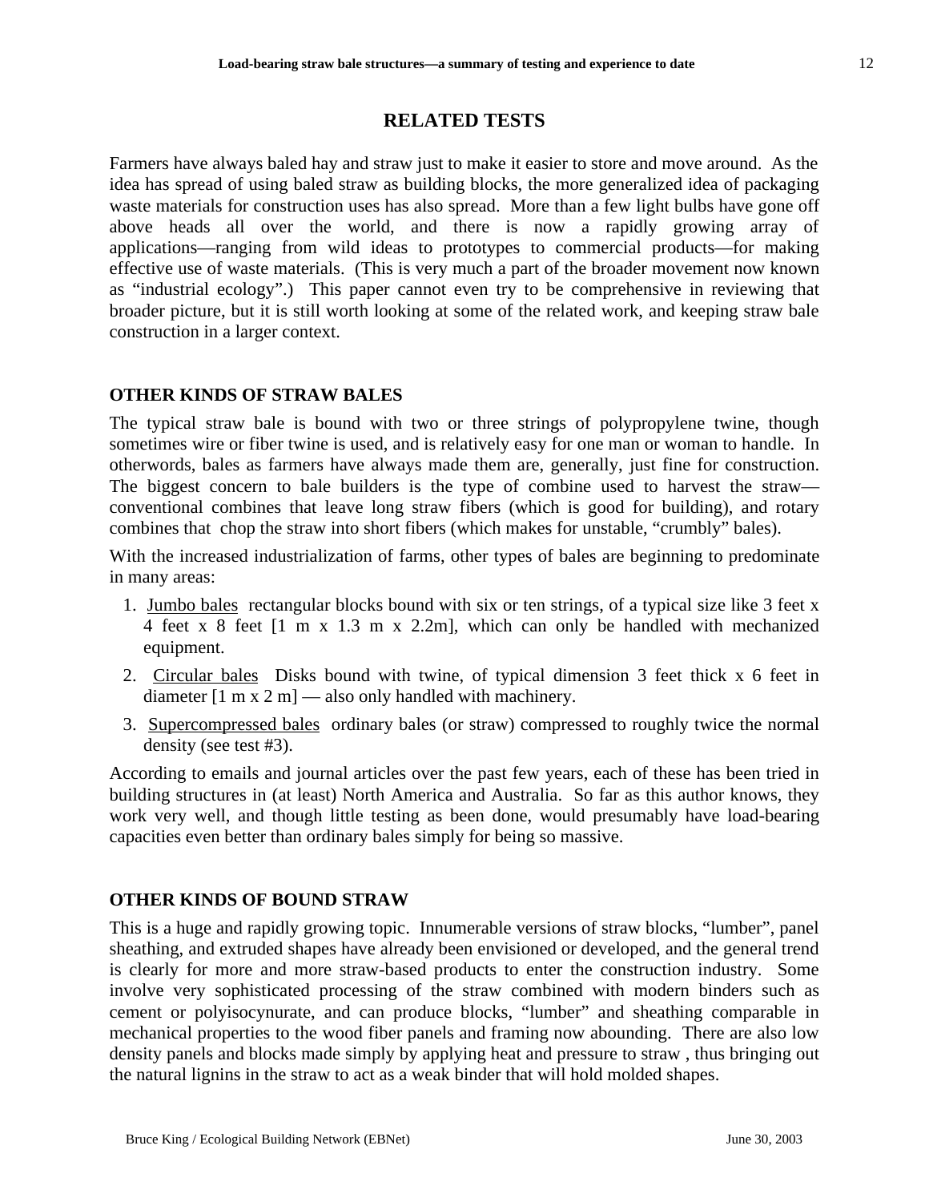## RELATED TESTS

Farmers have always baled hay and straw just to make it easier to store and move around. As the idea has spread of using baled straw as building blocks, the more generalized idea of packaging waste materials for construction uses has also spread. More than a few light bulbs have gone off above heads all over the world, and there is now a rapidly growing array of applications—ranging from wild ideas to prototypes to commercial products—for making effective use of waste materials. (This is very much a part of the broader movement now known as "industrial ecology".) This paper cannot even try to be comprehensive in reviewing that broader picture, but it is still worth looking at some of the related work, and keeping straw bale construction in a larger context.

### OTHER KINDS OF STRAW BALES

The typical straw bale is bound with two or three strings of polypropylene twine, though sometimes wire or fiber twine is used, and is relatively easy for one man or woman to handle. In otherwords, bales as farmers have always made them are, generally, just fine for construction. The biggest concern to bale builders is the type of combine used to harvest the straw—conventional combines that leave long straw fibers (which is good for building), and rotary combines that chop the straw into short fibers (which makes for unstable, "crumbly" bales).

With the increased industrialization of farms, other types of bales are beginning to predominate in many areas:

1. Jumbo bales rectangular blocks bound with six or ten strings, of a typical size like 3 feet x 4 feet x 8 feet [1 m x 1.3 m x 2.2m], which can only be handled with mechanized equipment.
2. Circular bales Disks bound with twine, of typical dimension 3 feet thick x 6 feet in diameter [1 m x 2 m] — also only handled with machinery.
3. Supercompressed bales ordinary bales (or straw) compressed to roughly twice the normal density (see test #3).

According to emails and journal articles over the past few years, each of these has been tried in building structures in (at least) North America and Australia. So far as this author knows, they work very well, and though little testing as been done, would presumably have load-bearing capacities even better than ordinary bales simply for being so massive.

### OTHER KINDS OF BOUND STRAW

This is a huge and rapidly growing topic. Innumerable versions of straw blocks, "lumber", panel sheathing, and extruded shapes have already been envisioned or developed, and the general trend is clearly for more and more straw-based products to enter the construction industry. Some involve very sophisticated processing of the straw combined with modern binders such as cement or polyisocynurate, and can produce blocks, "lumber" and sheathing comparable in mechanical properties to the wood fiber panels and framing now abounding. There are also low density panels and blocks made simply by applying heat and pressure to straw , thus bringing out the natural lignins in the straw to act as a weak binder that will hold molded shapes.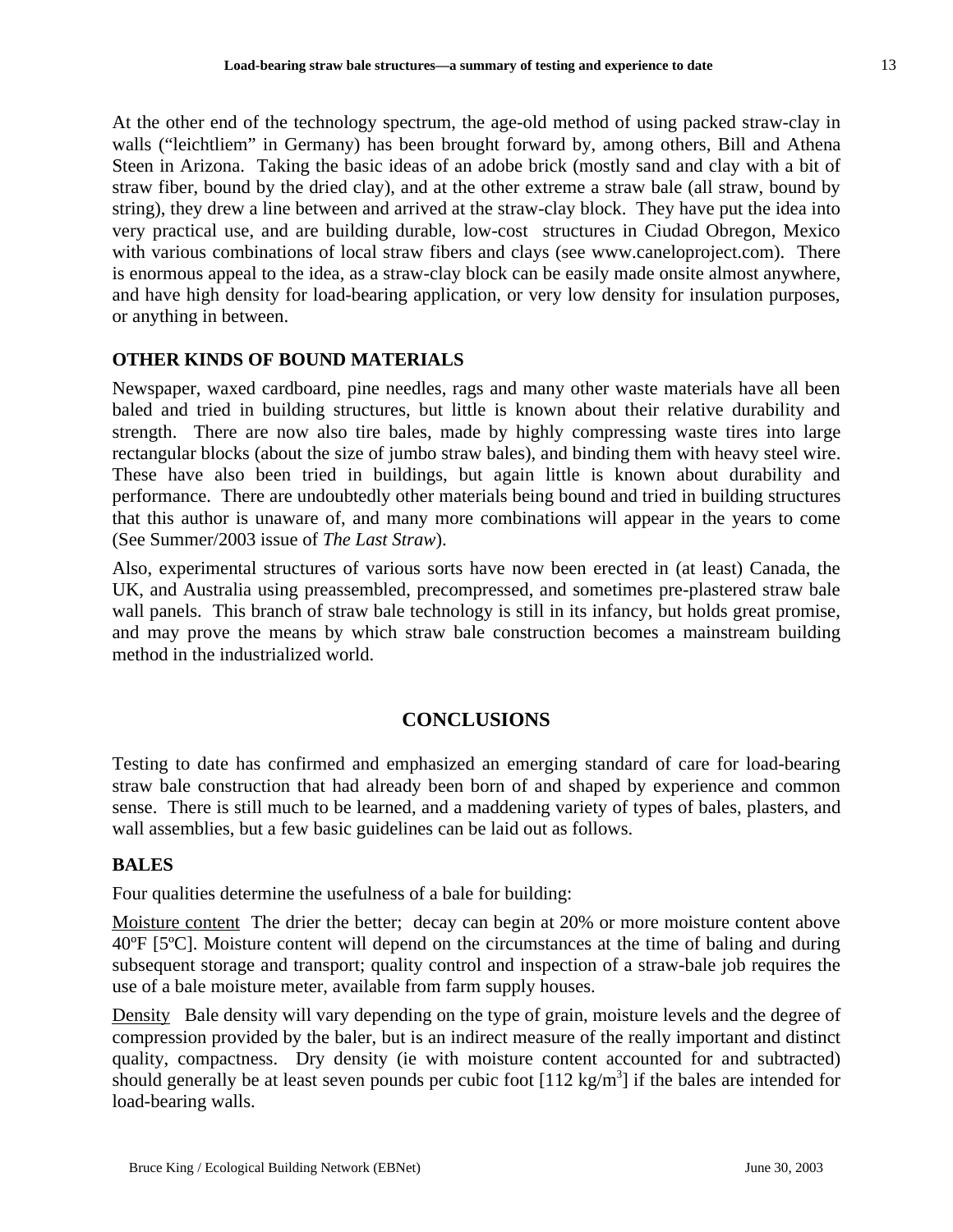At the other end of the technology spectrum, the age-old method of using packed straw-clay in walls ("leichtliem" in Germany) has been brought forward by, among others, Bill and Athena Steen in Arizona. Taking the basic ideas of an adobe brick (mostly sand and clay with a bit of straw fiber, bound by the dried clay), and at the other extreme a straw bale (all straw, bound by string), they drew a line between and arrived at the straw-clay block. They have put the idea into very practical use, and are building durable, low-cost structures in Ciudad Obregon, Mexico with various combinations of local straw fibers and clays (see www.caneloproject.com). There is enormous appeal to the idea, as a straw-clay block can be easily made onsite almost anywhere, and have high density for load-bearing application, or very low density for insulation purposes, or anything in between.

### OTHER KINDS OF BOUND MATERIALS

Newspaper, waxed cardboard, pine needles, rags and many other waste materials have all been baled and tried in building structures, but little is known about their relative durability and strength. There are now also tire bales, made by highly compressing waste tires into large rectangular blocks (about the size of jumbo straw bales), and binding them with heavy steel wire. These have also been tried in buildings, but again little is known about durability and performance. There are undoubtedly other materials being bound and tried in building structures that this author is unaware of, and many more combinations will appear in the years to come (See Summer/2003 issue of *The Last Straw*).

Also, experimental structures of various sorts have now been erected in (at least) Canada, the UK, and Australia using preassembled, precompressed, and sometimes pre-plastered straw bale wall panels. This branch of straw bale technology is still in its infancy, but holds great promise, and may prove the means by which straw bale construction becomes a mainstream building method in the industrialized world.

## CONCLUSIONS

Testing to date has confirmed and emphasized an emerging standard of care for load-bearing straw bale construction that had already been born of and shaped by experience and common sense. There is still much to be learned, and a maddening variety of types of bales, plasters, and wall assemblies, but a few basic guidelines can be laid out as follows.

### BALES

Four qualities determine the usefulness of a bale for building:

Moisture content The drier the better; decay can begin at 20% or more moisture content above 40ºF [5ºC]. Moisture content will depend on the circumstances at the time of baling and during subsequent storage and transport; quality control and inspection of a straw-bale job requires the use of a bale moisture meter, available from farm supply houses.

Density Bale density will vary depending on the type of grain, moisture levels and the degree of compression provided by the baler, but is an indirect measure of the really important and distinct quality, compactness. Dry density (ie with moisture content accounted for and subtracted) should generally be at least seven pounds per cubic foot [112 kg/$m^3$] if the bales are intended for load-bearing walls.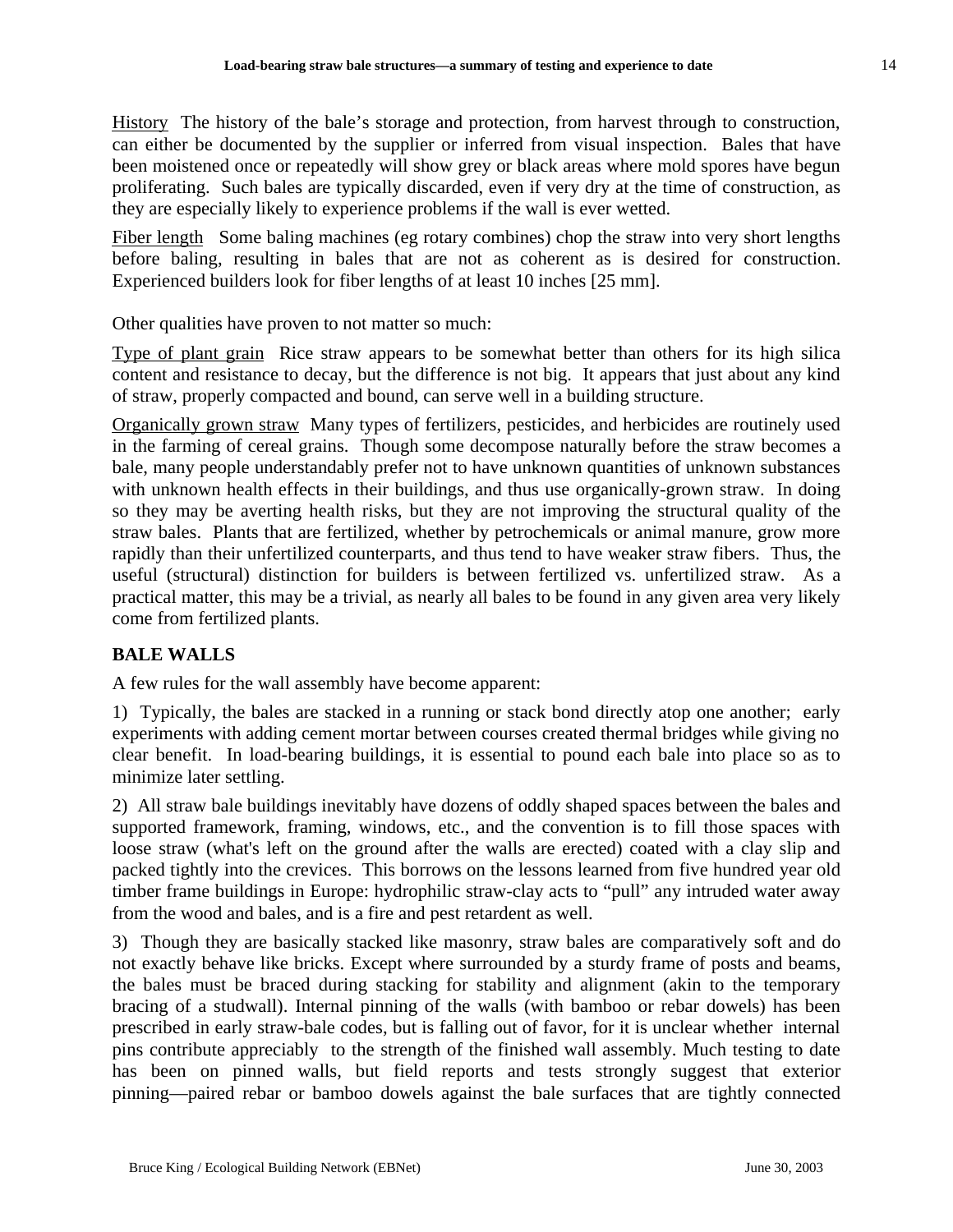History  The history of the bale's storage and protection, from harvest through to construction, can either be documented by the supplier or inferred from visual inspection.  Bales that have been moistened once or repeatedly will show grey or black areas where mold spores have begun proliferating.  Such bales are typically discarded, even if very dry at the time of construction, as they are especially likely to experience problems if the wall is ever wetted.

Fiber length  Some baling machines (eg rotary combines) chop the straw into very short lengths before baling, resulting in bales that are not as coherent as is desired for construction. Experienced builders look for fiber lengths of at least 10 inches [25 mm].

Other qualities have proven to not matter so much:

Type of plant grain  Rice straw appears to be somewhat better than others for its high silica content and resistance to decay, but the difference is not big.  It appears that just about any kind of straw, properly compacted and bound, can serve well in a building structure.

Organically grown straw  Many types of fertilizers, pesticides, and herbicides are routinely used in the farming of cereal grains.  Though some decompose naturally before the straw becomes a bale, many people understandably prefer not to have unknown quantities of unknown substances with unknown health effects in their buildings, and thus use organically-grown straw.  In doing so they may be averting health risks, but they are not improving the structural quality of the straw bales.  Plants that are fertilized, whether by petrochemicals or animal manure, grow more rapidly than their unfertilized counterparts, and thus tend to have weaker straw fibers.  Thus, the useful (structural) distinction for builders is between fertilized vs. unfertilized straw.  As a practical matter, this may be a trivial, as nearly all bales to be found in any given area very likely come from fertilized plants.

## BALE WALLS

A few rules for the wall assembly have become apparent:

1)  Typically, the bales are stacked in a running or stack bond directly atop one another;  early experiments with adding cement mortar between courses created thermal bridges while giving no clear benefit.  In load-bearing buildings, it is essential to pound each bale into place so as to minimize later settling.

2)  All straw bale buildings inevitably have dozens of oddly shaped spaces between the bales and supported framework, framing, windows, etc., and the convention is to fill those spaces with loose straw (what's left on the ground after the walls are erected) coated with a clay slip and packed tightly into the crevices.  This borrows on the lessons learned from five hundred year old timber frame buildings in Europe: hydrophilic straw-clay acts to "pull" any intruded water away from the wood and bales, and is a fire and pest retardent as well.

3)  Though they are basically stacked like masonry, straw bales are comparatively soft and do not exactly behave like bricks. Except where surrounded by a sturdy frame of posts and beams, the bales must be braced during stacking for stability and alignment (akin to the temporary bracing of a studwall). Internal pinning of the walls (with bamboo or rebar dowels) has been prescribed in early straw-bale codes, but is falling out of favor, for it is unclear whether internal pins contribute appreciably to the strength of the finished wall assembly. Much testing to date has been on pinned walls, but field reports and tests strongly suggest that exterior pinning—paired rebar or bamboo dowels against the bale surfaces that are tightly connected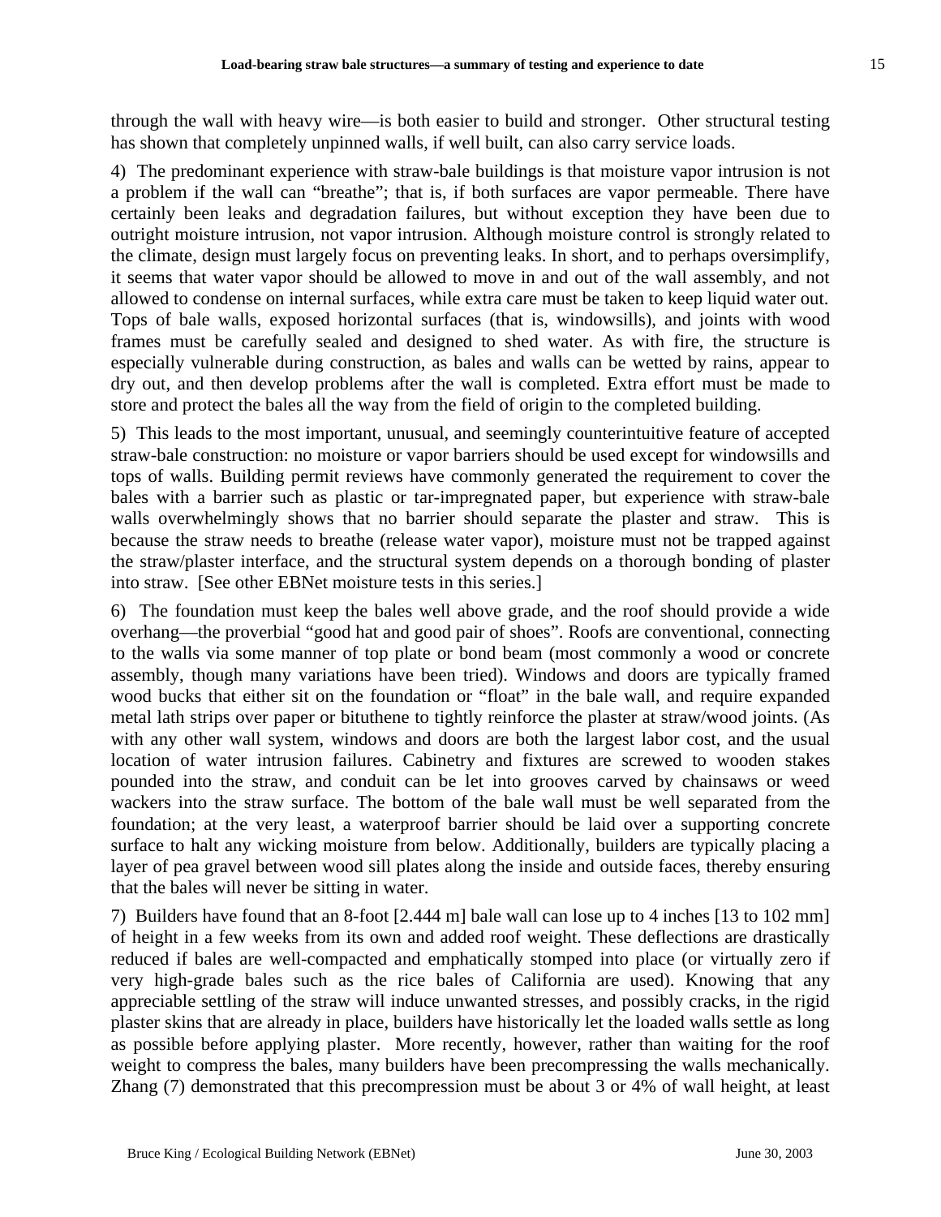through the wall with heavy wire—is both easier to build and stronger. Other structural testing has shown that completely unpinned walls, if well built, can also carry service loads.

4) The predominant experience with straw-bale buildings is that moisture vapor intrusion is not a problem if the wall can "breathe"; that is, if both surfaces are vapor permeable. There have certainly been leaks and degradation failures, but without exception they have been due to outright moisture intrusion, not vapor intrusion. Although moisture control is strongly related to the climate, design must largely focus on preventing leaks. In short, and to perhaps oversimplify, it seems that water vapor should be allowed to move in and out of the wall assembly, and not allowed to condense on internal surfaces, while extra care must be taken to keep liquid water out. Tops of bale walls, exposed horizontal surfaces (that is, windowsills), and joints with wood frames must be carefully sealed and designed to shed water. As with fire, the structure is especially vulnerable during construction, as bales and walls can be wetted by rains, appear to dry out, and then develop problems after the wall is completed. Extra effort must be made to store and protect the bales all the way from the field of origin to the completed building.

5) This leads to the most important, unusual, and seemingly counterintuitive feature of accepted straw-bale construction: no moisture or vapor barriers should be used except for windowsills and tops of walls. Building permit reviews have commonly generated the requirement to cover the bales with a barrier such as plastic or tar-impregnated paper, but experience with straw-bale walls overwhelmingly shows that no barrier should separate the plaster and straw. This is because the straw needs to breathe (release water vapor), moisture must not be trapped against the straw/plaster interface, and the structural system depends on a thorough bonding of plaster into straw. [See other EBNet moisture tests in this series.]

6) The foundation must keep the bales well above grade, and the roof should provide a wide overhang—the proverbial "good hat and good pair of shoes". Roofs are conventional, connecting to the walls via some manner of top plate or bond beam (most commonly a wood or concrete assembly, though many variations have been tried). Windows and doors are typically framed wood bucks that either sit on the foundation or "float" in the bale wall, and require expanded metal lath strips over paper or bituthene to tightly reinforce the plaster at straw/wood joints. (As with any other wall system, windows and doors are both the largest labor cost, and the usual location of water intrusion failures. Cabinetry and fixtures are screwed to wooden stakes pounded into the straw, and conduit can be let into grooves carved by chainsaws or weed wackers into the straw surface. The bottom of the bale wall must be well separated from the foundation; at the very least, a waterproof barrier should be laid over a supporting concrete surface to halt any wicking moisture from below. Additionally, builders are typically placing a layer of pea gravel between wood sill plates along the inside and outside faces, thereby ensuring that the bales will never be sitting in water.

7) Builders have found that an 8-foot [2.444 m] bale wall can lose up to 4 inches [13 to 102 mm] of height in a few weeks from its own and added roof weight. These deflections are drastically reduced if bales are well-compacted and emphatically stomped into place (or virtually zero if very high-grade bales such as the rice bales of California are used). Knowing that any appreciable settling of the straw will induce unwanted stresses, and possibly cracks, in the rigid plaster skins that are already in place, builders have historically let the loaded walls settle as long as possible before applying plaster. More recently, however, rather than waiting for the roof weight to compress the bales, many builders have been precompressing the walls mechanically. Zhang (7) demonstrated that this precompression must be about 3 or 4% of wall height, at least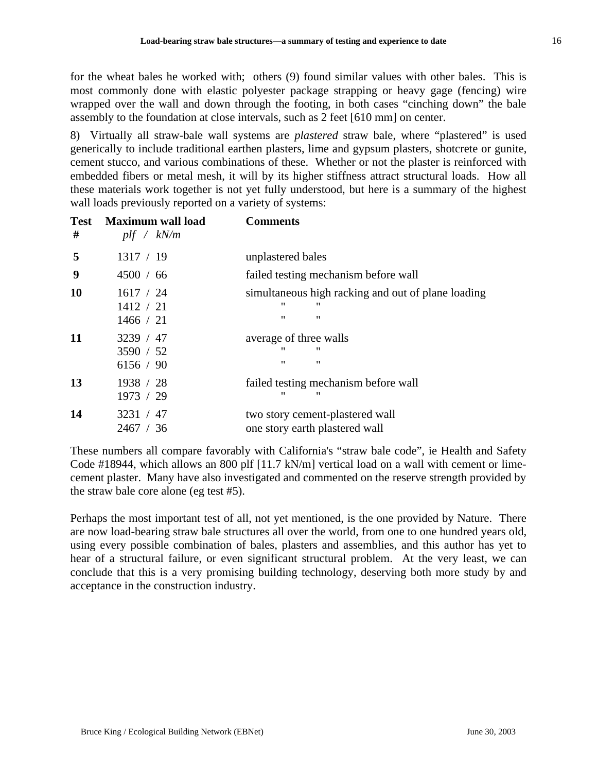for the wheat bales he worked with; others (9) found similar values with other bales. This is most commonly done with elastic polyester package strapping or heavy gage (fencing) wire wrapped over the wall and down through the footing, in both cases "cinching down" the bale assembly to the foundation at close intervals, such as 2 feet [610 mm] on center.

8) Virtually all straw-bale wall systems are *plastered* straw bale, where "plastered" is used generically to include traditional earthen plasters, lime and gypsum plasters, shotcrete or gunite, cement stucco, and various combinations of these. Whether or not the plaster is reinforced with embedded fibers or metal mesh, it will by its higher stiffness attract structural loads. How all these materials work together is not yet fully understood, but here is a summary of the highest wall loads previously reported on a variety of systems:

| Test # | Maximum wall load *plf / kN/m* | Comments |
|---|---|---|
| **5** | 1317 / 19 | unplastered bales |
| **9** | 4500 / 66 | failed testing mechanism before wall |
| **10** | 1617 / 24 | simultaneous high racking and out of plane loading |
| | 1412 / 21 | " " |
| | 1466 / 21 | " " |
| **11** | 3239 / 47 | average of three walls |
| | 3590 / 52 | " " |
| | 6156 / 90 | " " |
| **13** | 1938 / 28 | failed testing mechanism before wall |
| | 1973 / 29 | " " |
| **14** | 3231 / 47 | two story cement-plastered wall |
| | 2467 / 36 | one story earth plastered wall |

These numbers all compare favorably with California's "straw bale code", ie Health and Safety Code #18944, which allows an 800 plf [11.7 kN/m] vertical load on a wall with cement or lime-cement plaster. Many have also investigated and commented on the reserve strength provided by the straw bale core alone (eg test #5).

Perhaps the most important test of all, not yet mentioned, is the one provided by Nature. There are now load-bearing straw bale structures all over the world, from one to one hundred years old, using every possible combination of bales, plasters and assemblies, and this author has yet to hear of a structural failure, or even significant structural problem. At the very least, we can conclude that this is a very promising building technology, deserving both more study by and acceptance in the construction industry.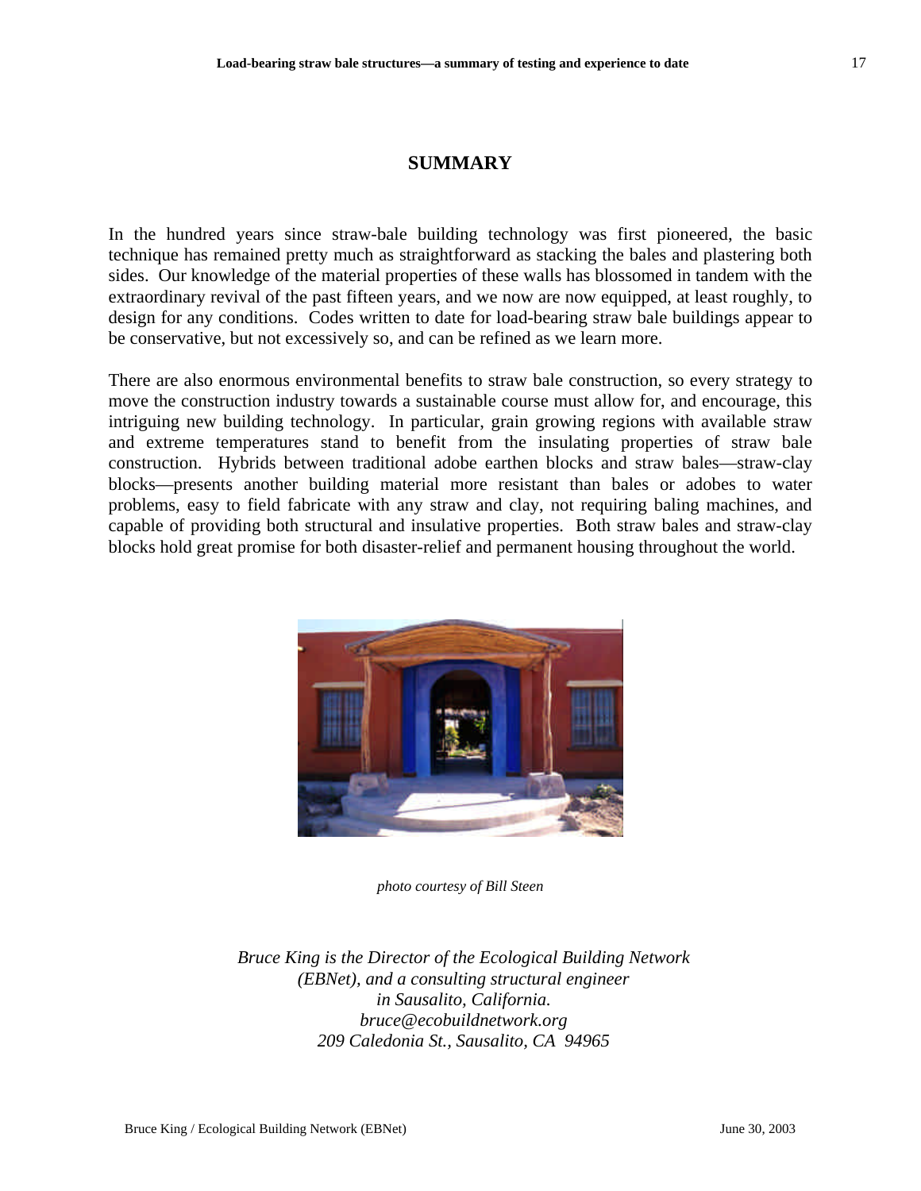# SUMMARY

In the hundred years since straw-bale building technology was first pioneered, the basic technique has remained pretty much as straightforward as stacking the bales and plastering both sides. Our knowledge of the material properties of these walls has blossomed in tandem with the extraordinary revival of the past fifteen years, and we now are now equipped, at least roughly, to design for any conditions. Codes written to date for load-bearing straw bale buildings appear to be conservative, but not excessively so, and can be refined as we learn more.

There are also enormous environmental benefits to straw bale construction, so every strategy to move the construction industry towards a sustainable course must allow for, and encourage, this intriguing new building technology. In particular, grain growing regions with available straw and extreme temperatures stand to benefit from the insulating properties of straw bale construction. Hybrids between traditional adobe earthen blocks and straw bales—straw-clay blocks—presents another building material more resistant than bales or adobes to water problems, easy to field fabricate with any straw and clay, not requiring baling machines, and capable of providing both structural and insulative properties. Both straw bales and straw-clay blocks hold great promise for both disaster-relief and permanent housing throughout the world.

*photo courtesy of Bill Steen*

*Bruce King is the Director of the Ecological Building Network (EBNet), and a consulting structural engineer in Sausalito, California.*
*bruce@ecobuildnetwork.org*
*209 Caledonia St., Sausalito, CA 94965*